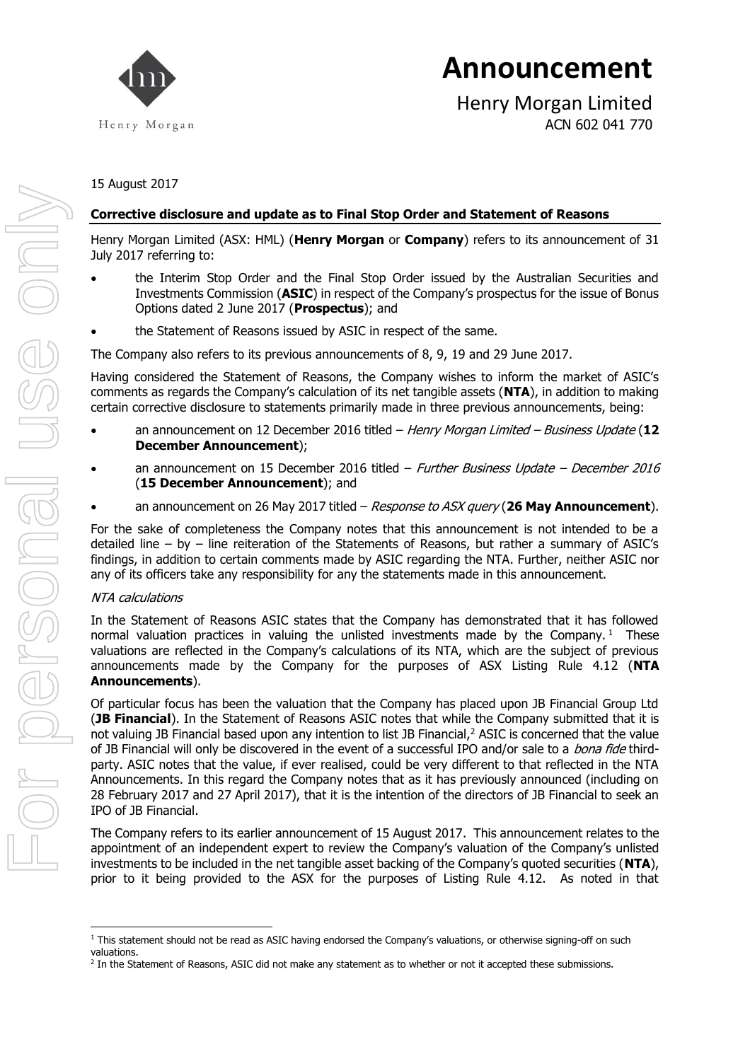# Announcement

Henry Morgan Limited
ACN 602 041 770

15 August 2017

**Corrective disclosure and update as to Final Stop Order and Statement of Reasons**

Henry Morgan Limited (ASX: HML) (**Henry Morgan** or **Company**) refers to its announcement of 31 July 2017 referring to:

- the Interim Stop Order and the Final Stop Order issued by the Australian Securities and Investments Commission (**ASIC**) in respect of the Company's prospectus for the issue of Bonus Options dated 2 June 2017 (**Prospectus**); and
- the Statement of Reasons issued by ASIC in respect of the same.

The Company also refers to its previous announcements of 8, 9, 19 and 29 June 2017.

Having considered the Statement of Reasons, the Company wishes to inform the market of ASIC's comments as regards the Company's calculation of its net tangible assets (**NTA**), in addition to making certain corrective disclosure to statements primarily made in three previous announcements, being:

- an announcement on 12 December 2016 titled – *Henry Morgan Limited – Business Update* (**12 December Announcement**);
- an announcement on 15 December 2016 titled – *Further Business Update – December 2016* (**15 December Announcement**); and
- an announcement on 26 May 2017 titled – *Response to ASX query* (**26 May Announcement**).

For the sake of completeness the Company notes that this announcement is not intended to be a detailed line – by – line reiteration of the Statements of Reasons, but rather a summary of ASIC's findings, in addition to certain comments made by ASIC regarding the NTA. Further, neither ASIC nor any of its officers take any responsibility for any the statements made in this announcement.

*NTA calculations*

In the Statement of Reasons ASIC states that the Company has demonstrated that it has followed normal valuation practices in valuing the unlisted investments made by the Company.[1] These valuations are reflected in the Company's calculations of its NTA, which are the subject of previous announcements made by the Company for the purposes of ASX Listing Rule 4.12 (**NTA Announcements**).

Of particular focus has been the valuation that the Company has placed upon JB Financial Group Ltd (**JB Financial**). In the Statement of Reasons ASIC notes that while the Company submitted that it is not valuing JB Financial based upon any intention to list JB Financial,[2] ASIC is concerned that the value of JB Financial will only be discovered in the event of a successful IPO and/or sale to a *bona fide* third-party. ASIC notes that the value, if ever realised, could be very different to that reflected in the NTA Announcements. In this regard the Company notes that as it has previously announced (including on 28 February 2017 and 27 April 2017), that it is the intention of the directors of JB Financial to seek an IPO of JB Financial.

The Company refers to its earlier announcement of 15 August 2017. This announcement relates to the appointment of an independent expert to review the Company's valuation of the Company's unlisted investments to be included in the net tangible asset backing of the Company's quoted securities (**NTA**), prior to it being provided to the ASX for the purposes of Listing Rule 4.12. As noted in that

[1] This statement should not be read as ASIC having endorsed the Company's valuations, or otherwise signing-off on such valuations.

[2] In the Statement of Reasons, ASIC did not make any statement as to whether or not it accepted these submissions.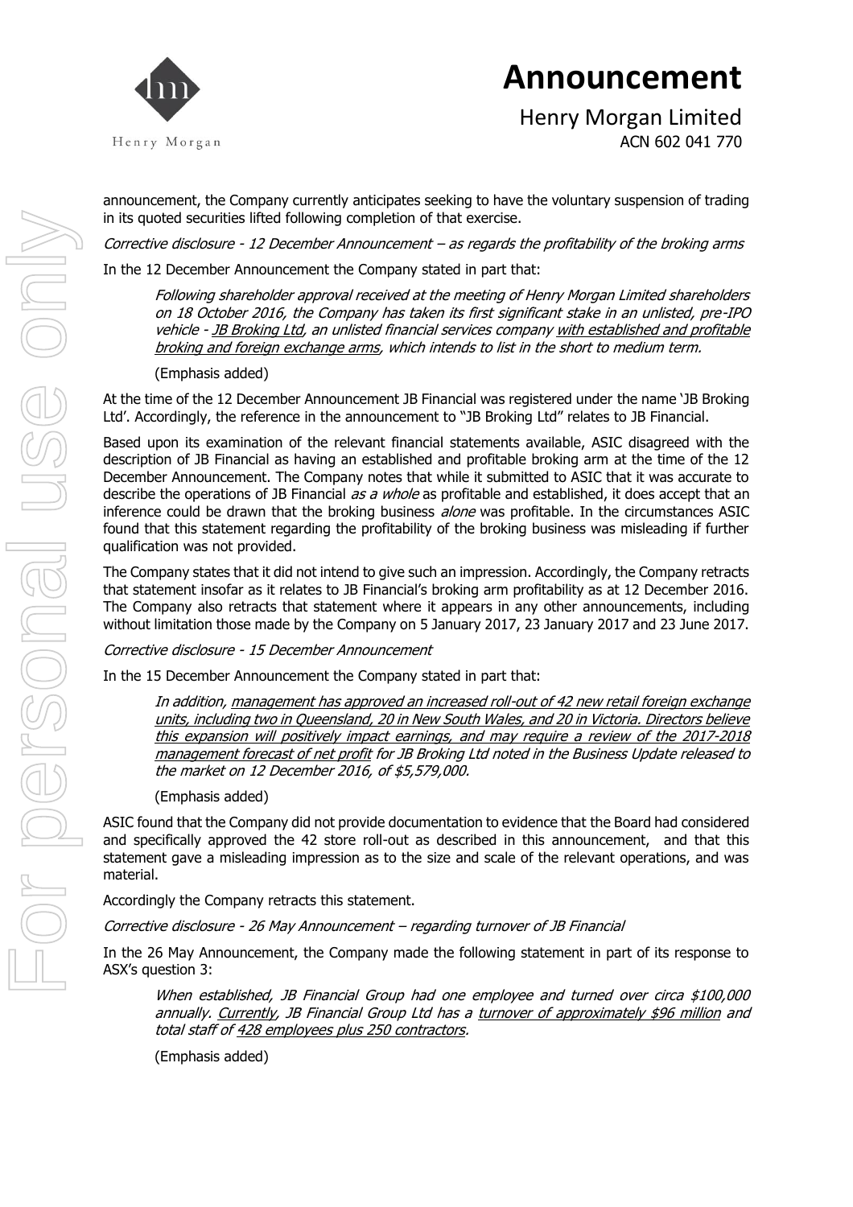announcement, the Company currently anticipates seeking to have the voluntary suspension of trading in its quoted securities lifted following completion of that exercise.

*Corrective disclosure - 12 December Announcement – as regards the profitability of the broking arms*

In the 12 December Announcement the Company stated in part that:

> *Following shareholder approval received at the meeting of Henry Morgan Limited shareholders on 18 October 2016, the Company has taken its first significant stake in an unlisted, pre-IPO vehicle - <u>JB Broking Ltd</u>, an unlisted financial services company <u>with established and profitable broking and foreign exchange arms</u>, which intends to list in the short to medium term.*
>
> (Emphasis added)

At the time of the 12 December Announcement JB Financial was registered under the name 'JB Broking Ltd'. Accordingly, the reference in the announcement to "JB Broking Ltd" relates to JB Financial.

Based upon its examination of the relevant financial statements available, ASIC disagreed with the description of JB Financial as having an established and profitable broking arm at the time of the 12 December Announcement. The Company notes that while it submitted to ASIC that it was accurate to describe the operations of JB Financial *as a whole* as profitable and established, it does accept that an inference could be drawn that the broking business *alone* was profitable. In the circumstances ASIC found that this statement regarding the profitability of the broking business was misleading if further qualification was not provided.

The Company states that it did not intend to give such an impression. Accordingly, the Company retracts that statement insofar as it relates to JB Financial's broking arm profitability as at 12 December 2016. The Company also retracts that statement where it appears in any other announcements, including without limitation those made by the Company on 5 January 2017, 23 January 2017 and 23 June 2017.

*Corrective disclosure - 15 December Announcement*

In the 15 December Announcement the Company stated in part that:

> *In addition, <u>management has approved an increased roll-out of 42 new retail foreign exchange units, including two in Queensland, 20 in New South Wales, and 20 in Victoria. Directors believe this expansion will positively impact earnings, and may require a review of the 2017-2018 management forecast of net profit</u> for JB Broking Ltd noted in the Business Update released to the market on 12 December 2016, of $5,579,000.*
>
> (Emphasis added)

ASIC found that the Company did not provide documentation to evidence that the Board had considered and specifically approved the 42 store roll-out as described in this announcement, and that this statement gave a misleading impression as to the size and scale of the relevant operations, and was material.

Accordingly the Company retracts this statement.

*Corrective disclosure - 26 May Announcement – regarding turnover of JB Financial*

In the 26 May Announcement, the Company made the following statement in part of its response to ASX's question 3:

> *When established, JB Financial Group had one employee and turned over circa $100,000 annually. <u>Currently</u>, JB Financial Group Ltd has a <u>turnover of approximately $96 million</u> and total staff of <u>428 employees plus 250 contractors</u>.*
>
> (Emphasis added)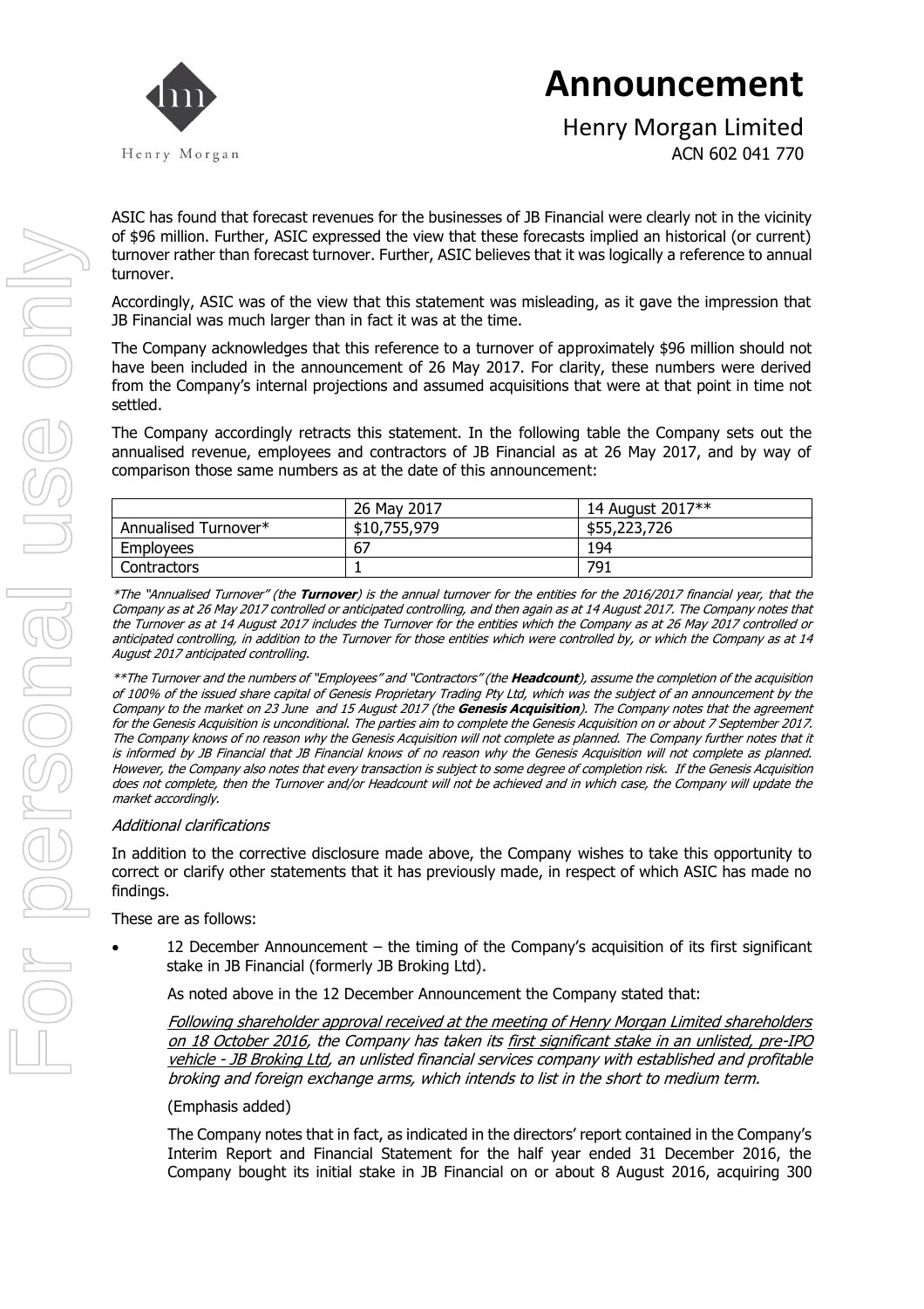ASIC has found that forecast revenues for the businesses of JB Financial were clearly not in the vicinity of $96 million. Further, ASIC expressed the view that these forecasts implied an historical (or current) turnover rather than forecast turnover. Further, ASIC believes that it was logically a reference to annual turnover.

Accordingly, ASIC was of the view that this statement was misleading, as it gave the impression that JB Financial was much larger than in fact it was at the time.

The Company acknowledges that this reference to a turnover of approximately $96 million should not have been included in the announcement of 26 May 2017. For clarity, these numbers were derived from the Company's internal projections and assumed acquisitions that were at that point in time not settled.

The Company accordingly retracts this statement. In the following table the Company sets out the annualised revenue, employees and contractors of JB Financial as at 26 May 2017, and by way of comparison those same numbers as at the date of this announcement:

| | 26 May 2017 | 14 August 2017** |
|---|---|---|
| Annualised Turnover* | $10,755,979 | $55,223,726 |
| Employees | 67 | 194 |
| Contractors | 1 | 791 |

*\*The "Annualised Turnover" (the **Turnover**) is the annual turnover for the entities for the 2016/2017 financial year, that the Company as at 26 May 2017 controlled or anticipated controlling, and then again as at 14 August 2017. The Company notes that the Turnover as at 14 August 2017 includes the Turnover for the entities which the Company as at 26 May 2017 controlled or anticipated controlling, in addition to the Turnover for those entities which were controlled by, or which the Company as at 14 August 2017 anticipated controlling.*

*\*\*The Turnover and the numbers of "Employees" and "Contractors" (the **Headcount**), assume the completion of the acquisition of 100% of the issued share capital of Genesis Proprietary Trading Pty Ltd, which was the subject of an announcement by the Company to the market on 23 June and 15 August 2017 (the **Genesis Acquisition**). The Company notes that the agreement for the Genesis Acquisition is unconditional. The parties aim to complete the Genesis Acquisition on or about 7 September 2017. The Company knows of no reason why the Genesis Acquisition will not complete as planned. The Company further notes that it is informed by JB Financial that JB Financial knows of no reason why the Genesis Acquisition will not complete as planned. However, the Company also notes that every transaction is subject to some degree of completion risk. If the Genesis Acquisition does not complete, then the Turnover and/or Headcount will not be achieved and in which case, the Company will update the market accordingly.*

*Additional clarifications*

In addition to the corrective disclosure made above, the Company wishes to take this opportunity to correct or clarify other statements that it has previously made, in respect of which ASIC has made no findings.

These are as follows:

- 12 December Announcement – the timing of the Company's acquisition of its first significant stake in JB Financial (formerly JB Broking Ltd).

  As noted above in the 12 December Announcement the Company stated that:

  *Following shareholder approval received at the meeting of Henry Morgan Limited shareholders on 18 October 2016, the Company has taken its first significant stake in an unlisted, pre-IPO vehicle - JB Broking Ltd, an unlisted financial services company with established and profitable broking and foreign exchange arms, which intends to list in the short to medium term.*

  (Emphasis added)

  The Company notes that in fact, as indicated in the directors' report contained in the Company's Interim Report and Financial Statement for the half year ended 31 December 2016, the Company bought its initial stake in JB Financial on or about 8 August 2016, acquiring 300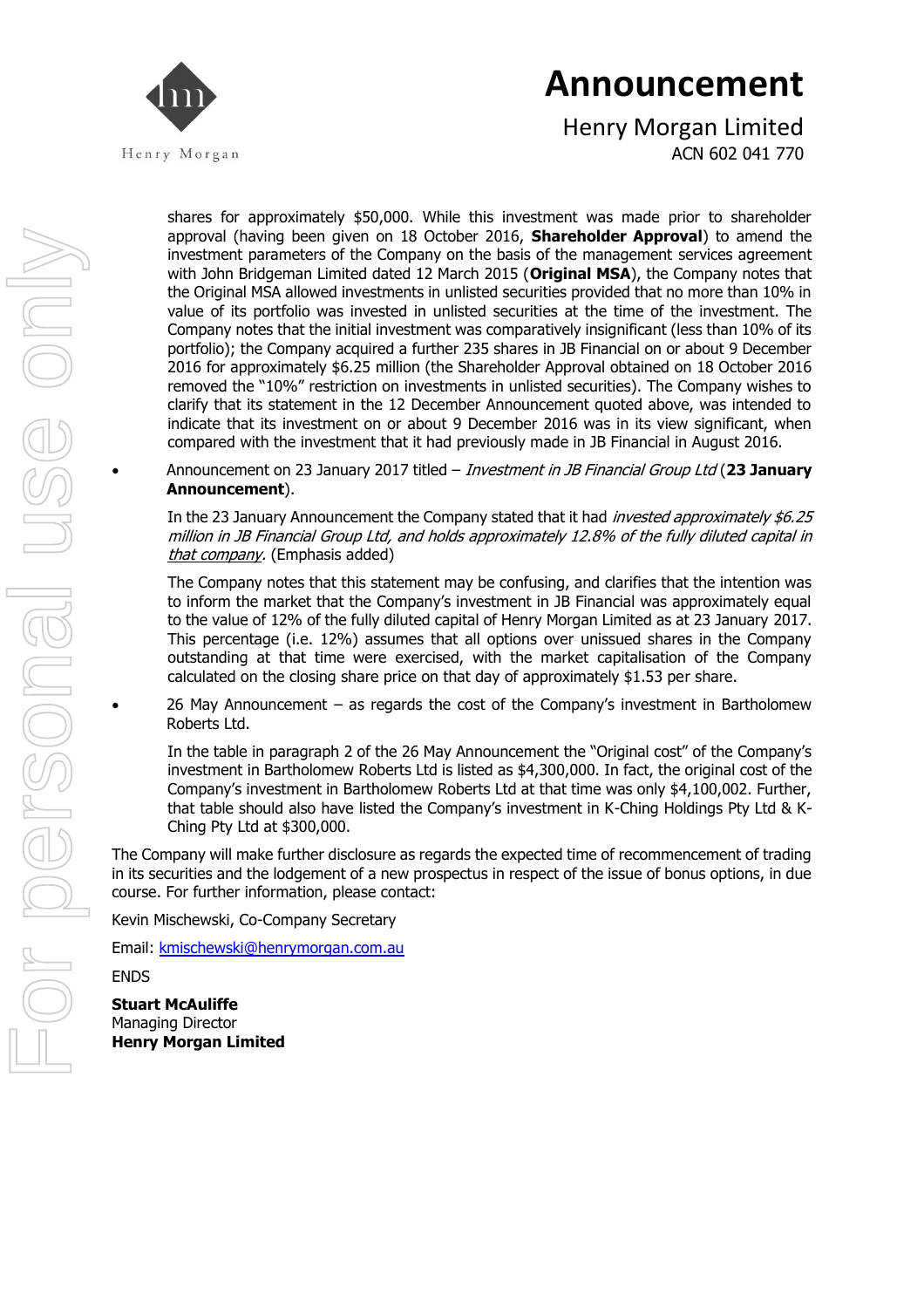shares for approximately $50,000. While this investment was made prior to shareholder approval (having been given on 18 October 2016, **Shareholder Approval**) to amend the investment parameters of the Company on the basis of the management services agreement with John Bridgeman Limited dated 12 March 2015 (**Original MSA**), the Company notes that the Original MSA allowed investments in unlisted securities provided that no more than 10% in value of its portfolio was invested in unlisted securities at the time of the investment. The Company notes that the initial investment was comparatively insignificant (less than 10% of its portfolio); the Company acquired a further 235 shares in JB Financial on or about 9 December 2016 for approximately $6.25 million (the Shareholder Approval obtained on 18 October 2016 removed the "10%" restriction on investments in unlisted securities). The Company wishes to clarify that its statement in the 12 December Announcement quoted above, was intended to indicate that its investment on or about 9 December 2016 was in its view significant, when compared with the investment that it had previously made in JB Financial in August 2016.

- Announcement on 23 January 2017 titled – *Investment in JB Financial Group Ltd* (**23 January Announcement**).

  In the 23 January Announcement the Company stated that it had *invested approximately $6.25 million in JB Financial Group Ltd, and holds approximately 12.8% of the fully diluted capital in that company*. (Emphasis added)

  The Company notes that this statement may be confusing, and clarifies that the intention was to inform the market that the Company's investment in JB Financial was approximately equal to the value of 12% of the fully diluted capital of Henry Morgan Limited as at 23 January 2017. This percentage (i.e. 12%) assumes that all options over unissued shares in the Company outstanding at that time were exercised, with the market capitalisation of the Company calculated on the closing share price on that day of approximately $1.53 per share.

- 26 May Announcement – as regards the cost of the Company's investment in Bartholomew Roberts Ltd.

  In the table in paragraph 2 of the 26 May Announcement the "Original cost" of the Company's investment in Bartholomew Roberts Ltd is listed as $4,300,000. In fact, the original cost of the Company's investment in Bartholomew Roberts Ltd at that time was only $4,100,002. Further, that table should also have listed the Company's investment in K-Ching Holdings Pty Ltd & K-Ching Pty Ltd at $300,000.

The Company will make further disclosure as regards the expected time of recommencement of trading in its securities and the lodgement of a new prospectus in respect of the issue of bonus options, in due course. For further information, please contact:

Kevin Mischewski, Co-Company Secretary

Email: kmischewski@henrymorgan.com.au

ENDS

**Stuart McAuliffe**
Managing Director
**Henry Morgan Limited**